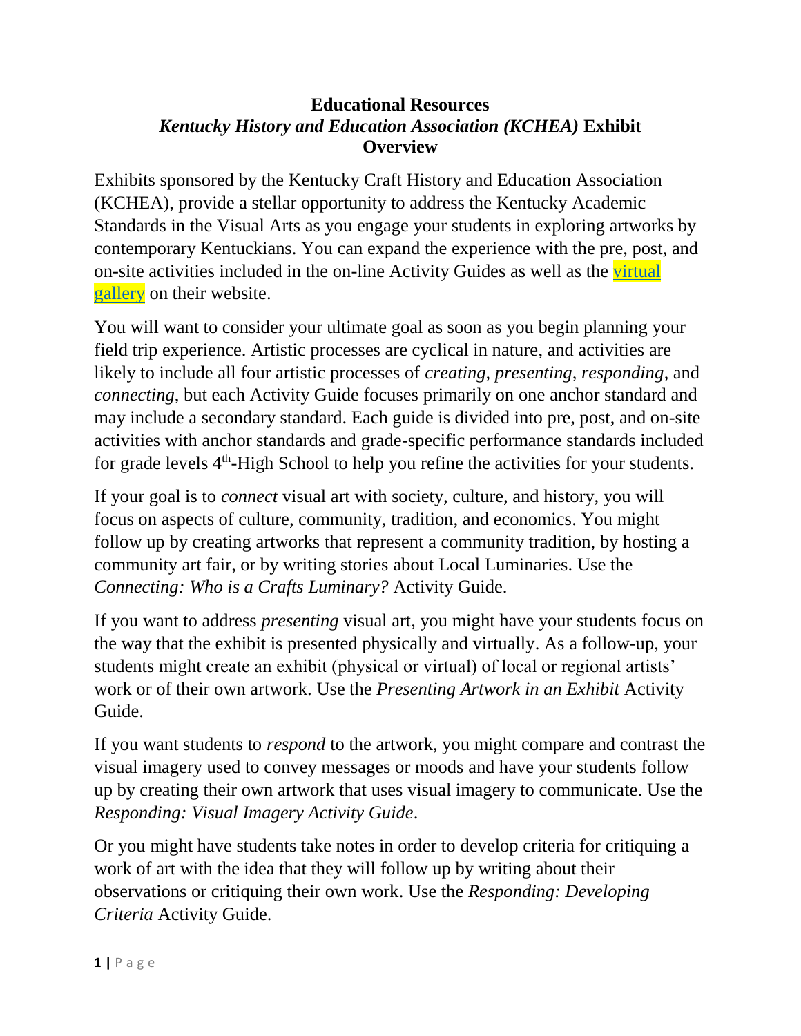# Educational Resources
## *Kentucky History and Education Association (KCHEA)* Exhibit Overview

Exhibits sponsored by the Kentucky Craft History and Education Association (KCHEA), provide a stellar opportunity to address the Kentucky Academic Standards in the Visual Arts as you engage your students in exploring artworks by contemporary Kentuckians. You can expand the experience with the pre, post, and on-site activities included in the on-line Activity Guides as well as the virtual gallery on their website.

You will want to consider your ultimate goal as soon as you begin planning your field trip experience. Artistic processes are cyclical in nature, and activities are likely to include all four artistic processes of *creating, presenting, responding*, and *connecting*, but each Activity Guide focuses primarily on one anchor standard and may include a secondary standard. Each guide is divided into pre, post, and on-site activities with anchor standards and grade-specific performance standards included for grade levels 4th-High School to help you refine the activities for your students.

If your goal is to *connect* visual art with society, culture, and history, you will focus on aspects of culture, community, tradition, and economics. You might follow up by creating artworks that represent a community tradition, by hosting a community art fair, or by writing stories about Local Luminaries. Use the *Connecting: Who is a Crafts Luminary?* Activity Guide.

If you want to address *presenting* visual art, you might have your students focus on the way that the exhibit is presented physically and virtually. As a follow-up, your students might create an exhibit (physical or virtual) of local or regional artists' work or of their own artwork. Use the *Presenting Artwork in an Exhibit* Activity Guide.

If you want students to *respond* to the artwork, you might compare and contrast the visual imagery used to convey messages or moods and have your students follow up by creating their own artwork that uses visual imagery to communicate. Use the *Responding: Visual Imagery Activity Guide*.

Or you might have students take notes in order to develop criteria for critiquing a work of art with the idea that they will follow up by writing about their observations or critiquing their own work. Use the *Responding: Developing Criteria* Activity Guide.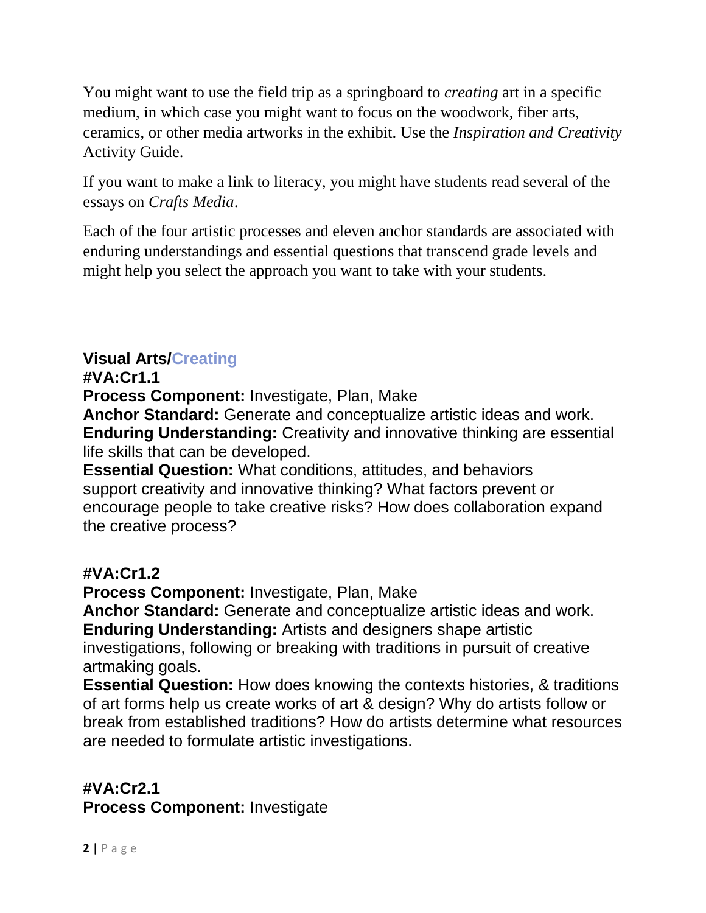You might want to use the field trip as a springboard to *creating* art in a specific medium, in which case you might want to focus on the woodwork, fiber arts, ceramics, or other media artworks in the exhibit. Use the *Inspiration and Creativity* Activity Guide.

If you want to make a link to literacy, you might have students read several of the essays on *Crafts Media*.

Each of the four artistic processes and eleven anchor standards are associated with enduring understandings and essential questions that transcend grade levels and might help you select the approach you want to take with your students.

**Visual Arts/Creating**
**#VA:Cr1.1**
**Process Component:** Investigate, Plan, Make
**Anchor Standard:** Generate and conceptualize artistic ideas and work.
**Enduring Understanding:** Creativity and innovative thinking are essential life skills that can be developed.
**Essential Question:** What conditions, attitudes, and behaviors support creativity and innovative thinking? What factors prevent or encourage people to take creative risks? How does collaboration expand the creative process?

**#VA:Cr1.2**
**Process Component:** Investigate, Plan, Make
**Anchor Standard:** Generate and conceptualize artistic ideas and work.
**Enduring Understanding:** Artists and designers shape artistic investigations, following or breaking with traditions in pursuit of creative artmaking goals.
**Essential Question:** How does knowing the contexts histories, & traditions of art forms help us create works of art & design? Why do artists follow or break from established traditions? How do artists determine what resources are needed to formulate artistic investigations.

**#VA:Cr2.1**
**Process Component:** Investigate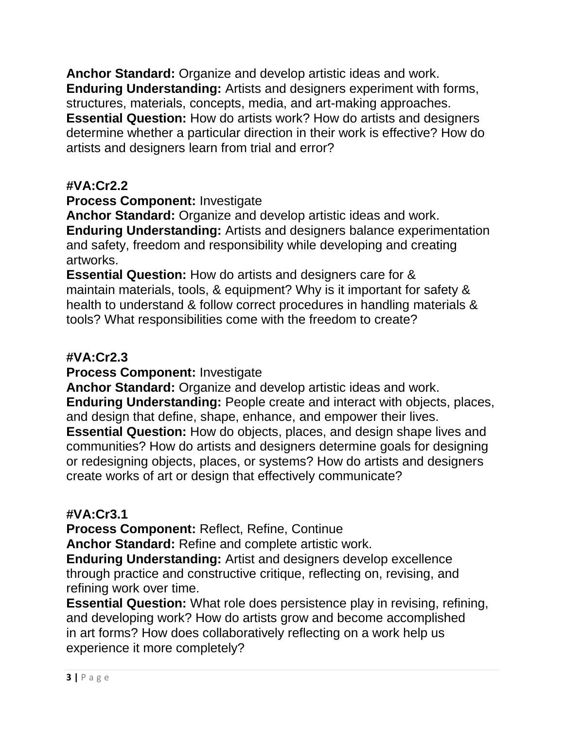**Anchor Standard:** Organize and develop artistic ideas and work.
**Enduring Understanding:** Artists and designers experiment with forms, structures, materials, concepts, media, and art-making approaches.
**Essential Question:** How do artists work? How do artists and designers determine whether a particular direction in their work is effective? How do artists and designers learn from trial and error?

**#VA:Cr2.2**
**Process Component:** Investigate
**Anchor Standard:** Organize and develop artistic ideas and work.
**Enduring Understanding:** Artists and designers balance experimentation and safety, freedom and responsibility while developing and creating artworks.
**Essential Question:** How do artists and designers care for & maintain materials, tools, & equipment? Why is it important for safety & health to understand & follow correct procedures in handling materials & tools? What responsibilities come with the freedom to create?

**#VA:Cr2.3**
**Process Component:** Investigate
**Anchor Standard:** Organize and develop artistic ideas and work.
**Enduring Understanding:** People create and interact with objects, places, and design that define, shape, enhance, and empower their lives.
**Essential Question:** How do objects, places, and design shape lives and communities? How do artists and designers determine goals for designing or redesigning objects, places, or systems? How do artists and designers create works of art or design that effectively communicate?

**#VA:Cr3.1**
**Process Component:** Reflect, Refine, Continue
**Anchor Standard:** Refine and complete artistic work.
**Enduring Understanding:** Artist and designers develop excellence through practice and constructive critique, reflecting on, revising, and refining work over time.
**Essential Question:** What role does persistence play in revising, refining, and developing work? How do artists grow and become accomplished in art forms? How does collaboratively reflecting on a work help us experience it more completely?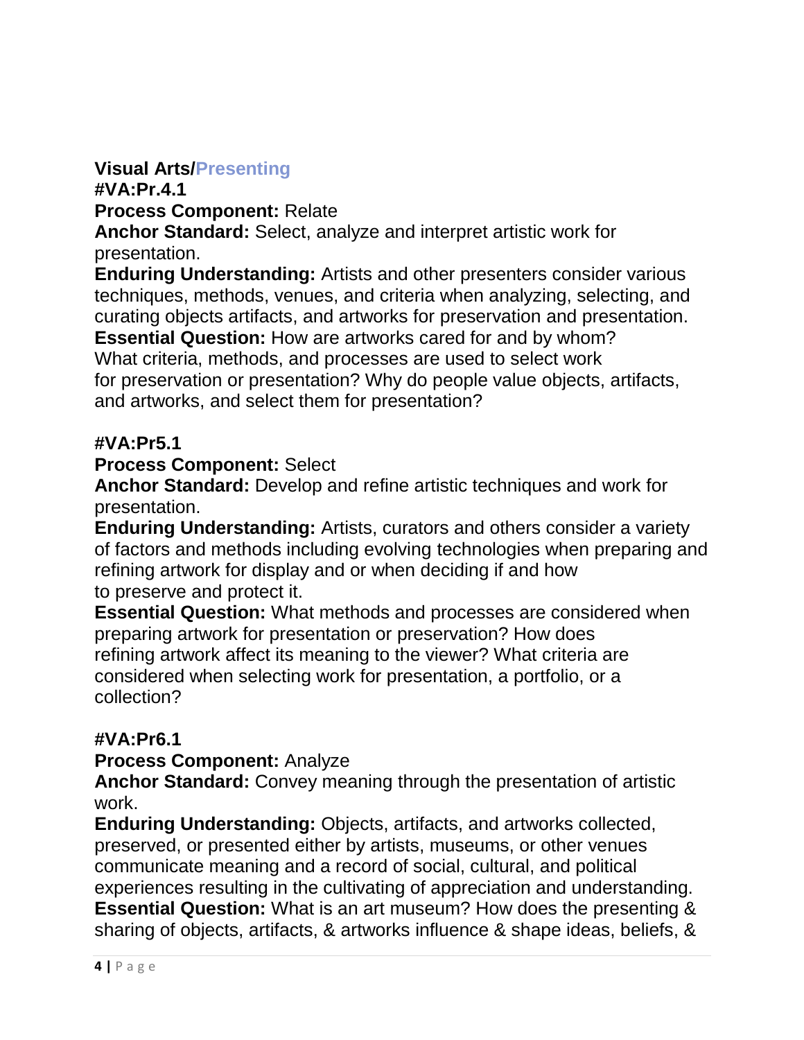**Visual Arts/Presenting**

**#VA:Pr.4.1**

**Process Component:** Relate

**Anchor Standard:** Select, analyze and interpret artistic work for presentation.

**Enduring Understanding:** Artists and other presenters consider various techniques, methods, venues, and criteria when analyzing, selecting, and curating objects artifacts, and artworks for preservation and presentation.

**Essential Question:** How are artworks cared for and by whom? What criteria, methods, and processes are used to select work for preservation or presentation? Why do people value objects, artifacts, and artworks, and select them for presentation?

**#VA:Pr5.1**

**Process Component:** Select

**Anchor Standard:** Develop and refine artistic techniques and work for presentation.

**Enduring Understanding:** Artists, curators and others consider a variety of factors and methods including evolving technologies when preparing and refining artwork for display and or when deciding if and how to preserve and protect it.

**Essential Question:** What methods and processes are considered when preparing artwork for presentation or preservation? How does refining artwork affect its meaning to the viewer? What criteria are considered when selecting work for presentation, a portfolio, or a collection?

**#VA:Pr6.1**

**Process Component:** Analyze

**Anchor Standard:** Convey meaning through the presentation of artistic work.

**Enduring Understanding:** Objects, artifacts, and artworks collected, preserved, or presented either by artists, museums, or other venues communicate meaning and a record of social, cultural, and political experiences resulting in the cultivating of appreciation and understanding.

**Essential Question:** What is an art museum? How does the presenting & sharing of objects, artifacts, & artworks influence & shape ideas, beliefs, &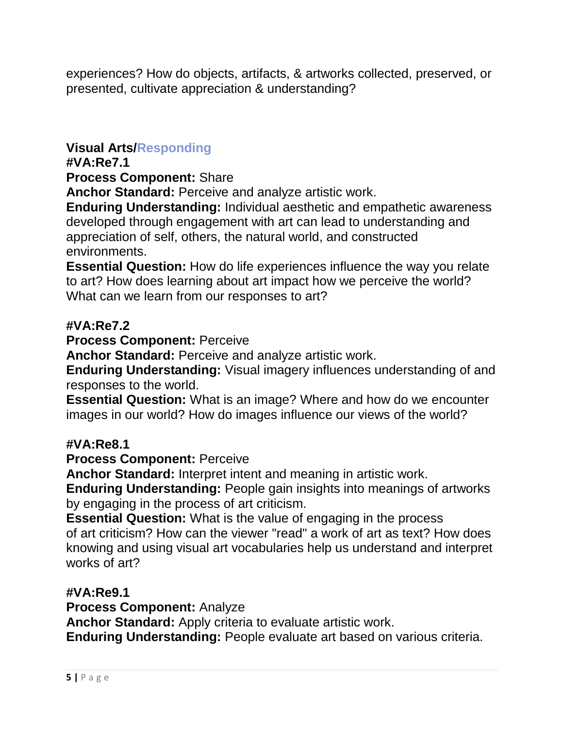experiences? How do objects, artifacts, & artworks collected, preserved, or presented, cultivate appreciation & understanding?

**Visual Arts/Responding**
**#VA:Re7.1**
**Process Component:** Share
**Anchor Standard:** Perceive and analyze artistic work.
**Enduring Understanding:** Individual aesthetic and empathetic awareness developed through engagement with art can lead to understanding and appreciation of self, others, the natural world, and constructed environments.
**Essential Question:** How do life experiences influence the way you relate to art? How does learning about art impact how we perceive the world? What can we learn from our responses to art?

**#VA:Re7.2**
**Process Component:** Perceive
**Anchor Standard:** Perceive and analyze artistic work.
**Enduring Understanding:** Visual imagery influences understanding of and responses to the world.
**Essential Question:** What is an image? Where and how do we encounter images in our world? How do images influence our views of the world?

**#VA:Re8.1**
**Process Component:** Perceive
**Anchor Standard:** Interpret intent and meaning in artistic work.
**Enduring Understanding:** People gain insights into meanings of artworks by engaging in the process of art criticism.
**Essential Question:** What is the value of engaging in the process of art criticism? How can the viewer "read" a work of art as text? How does knowing and using visual art vocabularies help us understand and interpret works of art?

**#VA:Re9.1**
**Process Component:** Analyze
**Anchor Standard:** Apply criteria to evaluate artistic work.
**Enduring Understanding:** People evaluate art based on various criteria.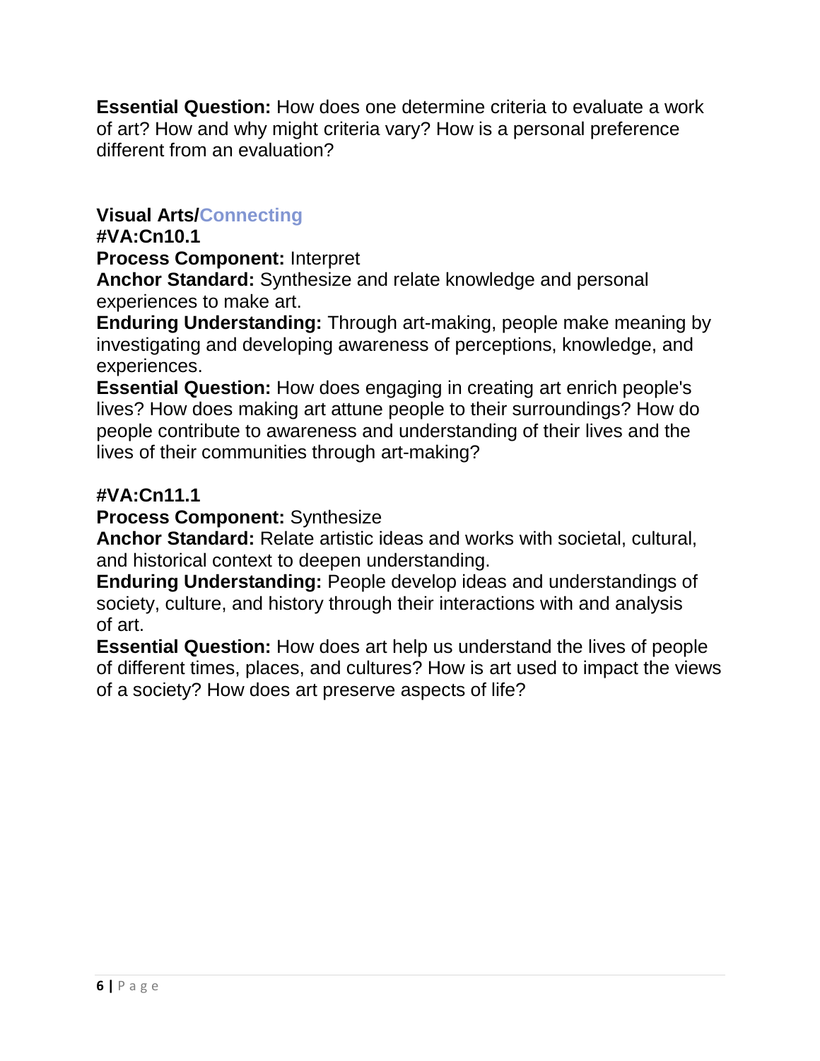**Essential Question:** How does one determine criteria to evaluate a work of art? How and why might criteria vary? How is a personal preference different from an evaluation?

**Visual Arts/Connecting**

**#VA:Cn10.1**

**Process Component:** Interpret

**Anchor Standard:** Synthesize and relate knowledge and personal experiences to make art.

**Enduring Understanding:** Through art-making, people make meaning by investigating and developing awareness of perceptions, knowledge, and experiences.

**Essential Question:** How does engaging in creating art enrich people's lives? How does making art attune people to their surroundings? How do people contribute to awareness and understanding of their lives and the lives of their communities through art-making?

**#VA:Cn11.1**

**Process Component:** Synthesize

**Anchor Standard:** Relate artistic ideas and works with societal, cultural, and historical context to deepen understanding.

**Enduring Understanding:** People develop ideas and understandings of society, culture, and history through their interactions with and analysis of art.

**Essential Question:** How does art help us understand the lives of people of different times, places, and cultures? How is art used to impact the views of a society? How does art preserve aspects of life?